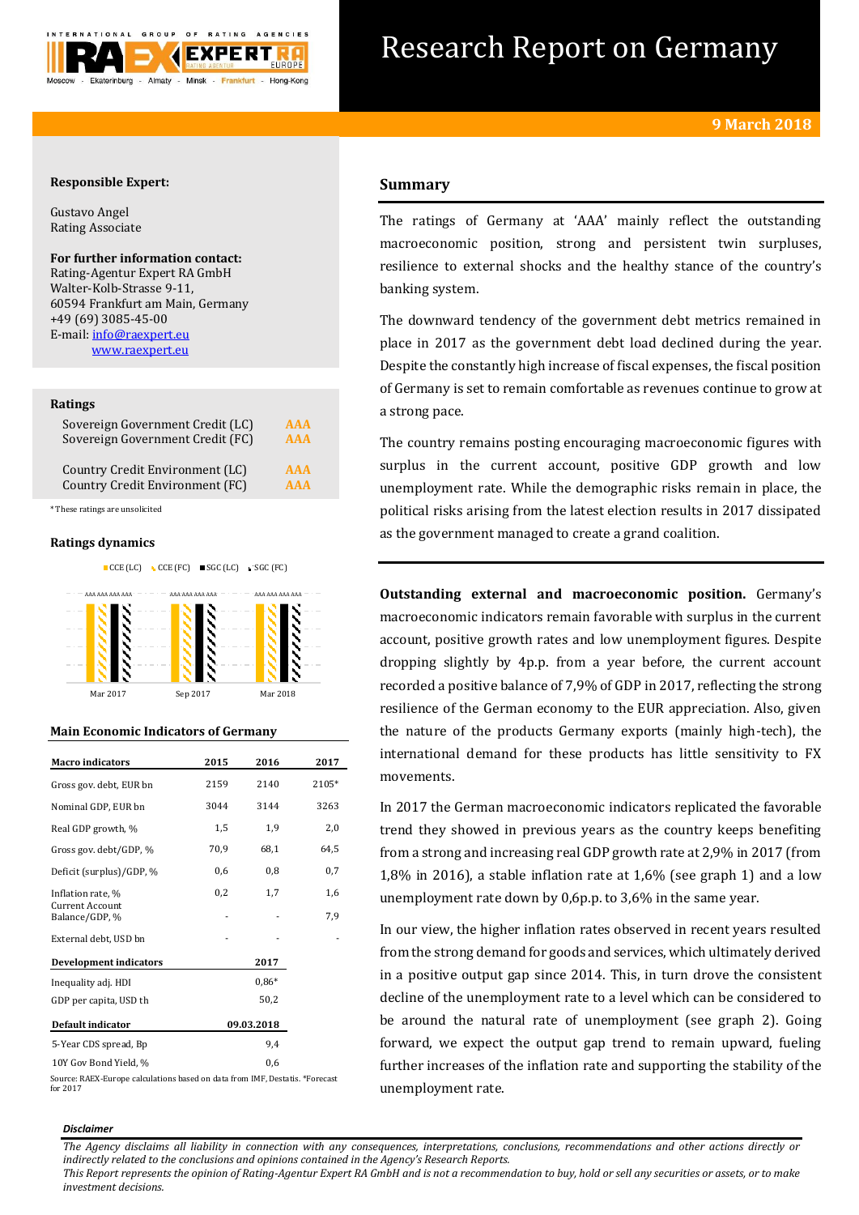# Research Report on Germany

**9 March 2018**

**Responsible Expert:**

Gustavo Angel
Rating Associate

**For further information contact:**
Rating-Agentur Expert RA GmbH
Walter-Kolb-Strasse 9-11,
60594 Frankfurt am Main, Germany
+49 (69) 3085-45-00
E-mail: info@raexpert.eu
www.raexpert.eu

## Ratings

| | |
|---|---|
| Sovereign Government Credit (LC) | AAA |
| Sovereign Government Credit (FC) | AAA |
| Country Credit Environment (LC) | AAA |
| Country Credit Environment (FC) | AAA |

*These ratings are unsolicited

## Ratings dynamics

CCE (LC), CCE (FC), SGC (LC), SGC (FC)

| | CCE (LC) | CCE (FC) | SGC (LC) | SGC (FC) |
|---|---|---|---|---|
| Mar 2017 | AAA | AAA | AAA | AAA |
| Sep 2017 | AAA | AAA | AAA | AAA |
| Mar 2018 | AAA | AAA | AAA | AAA |

## Main Economic Indicators of Germany

| Macro indicators | 2015 | 2016 | 2017 |
|---|---|---|---|
| Gross gov. debt, EUR bn | 2159 | 2140 | 2105* |
| Nominal GDP, EUR bn | 3044 | 3144 | 3263 |
| Real GDP growth, % | 1,5 | 1,9 | 2,0 |
| Gross gov. debt/GDP, % | 70,9 | 68,1 | 64,5 |
| Deficit (surplus)/GDP, % | 0,6 | 0,8 | 0,7 |
| Inflation rate, % | 0,2 | 1,7 | 1,6 |
| Current Account Balance/GDP, % | - | - | 7,9 |
| External debt, USD bn | - | - | - |
| **Development indicators** | | **2017** | |
| Inequality adj. HDI | | 0,86* | |
| GDP per capita, USD th | | 50,2 | |
| **Default indicator** | | **09.03.2018** | |
| 5-Year CDS spread, Bp | | 9,4 | |
| 10Y Gov Bond Yield, % | | 0,6 | |

Source: RAEX-Europe calculations based on data from IMF, Destatis. *Forecast for 2017

## Summary

The ratings of Germany at 'AAA' mainly reflect the outstanding macroeconomic position, strong and persistent twin surpluses, resilience to external shocks and the healthy stance of the country's banking system.

The downward tendency of the government debt metrics remained in place in 2017 as the government debt load declined during the year. Despite the constantly high increase of fiscal expenses, the fiscal position of Germany is set to remain comfortable as revenues continue to grow at a strong pace.

The country remains posting encouraging macroeconomic figures with surplus in the current account, positive GDP growth and low unemployment rate. While the demographic risks remain in place, the political risks arising from the latest election results in 2017 dissipated as the government managed to create a grand coalition.

**Outstanding external and macroeconomic position.** Germany's macroeconomic indicators remain favorable with surplus in the current account, positive growth rates and low unemployment figures. Despite dropping slightly by 4p.p. from a year before, the current account recorded a positive balance of 7,9% of GDP in 2017, reflecting the strong resilience of the German economy to the EUR appreciation. Also, given the nature of the products Germany exports (mainly high-tech), the international demand for these products has little sensitivity to FX movements.

In 2017 the German macroeconomic indicators replicated the favorable trend they showed in previous years as the country keeps benefiting from a strong and increasing real GDP growth rate at 2,9% in 2017 (from 1,8% in 2016), a stable inflation rate at 1,6% (see graph 1) and a low unemployment rate down by 0,6p.p. to 3,6% in the same year.

In our view, the higher inflation rates observed in recent years resulted from the strong demand for goods and services, which ultimately derived in a positive output gap since 2014. This, in turn drove the consistent decline of the unemployment rate to a level which can be considered to be around the natural rate of unemployment (see graph 2). Going forward, we expect the output gap trend to remain upward, fueling further increases of the inflation rate and supporting the stability of the unemployment rate.

***Disclaimer***

*The Agency disclaims all liability in connection with any consequences, interpretations, conclusions, recommendations and other actions directly or indirectly related to the conclusions and opinions contained in the Agency's Research Reports.*
*This Report represents the opinion of Rating-Agentur Expert RA GmbH and is not a recommendation to buy, hold or sell any securities or assets, or to make investment decisions.*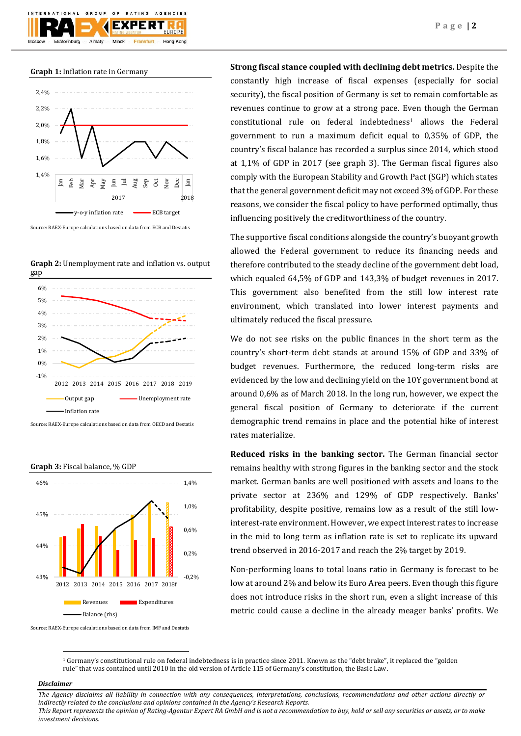**Graph 1:** Inflation rate in Germany

Source: RAEX-Europe calculations based on data from ECB and Destatis

**Graph 2:** Unemployment rate and inflation vs. output gap

Source: RAEX-Europe calculations based on data from OECD and Destatis

**Graph 3:** Fiscal balance, % GDP

Source: RAEX-Europe calculations based on data from IMF and Destatis

**Strong fiscal stance coupled with declining debt metrics.** Despite the constantly high increase of fiscal expenses (especially for social security), the fiscal position of Germany is set to remain comfortable as revenues continue to grow at a strong pace. Even though the German constitutional rule on federal indebtedness[1] allows the Federal government to run a maximum deficit equal to 0,35% of GDP, the country's fiscal balance has recorded a surplus since 2014, which stood at 1,1% of GDP in 2017 (see graph 3). The German fiscal figures also comply with the European Stability and Growth Pact (SGP) which states that the general government deficit may not exceed 3% of GDP. For these reasons, we consider the fiscal policy to have performed optimally, thus influencing positively the creditworthiness of the country.

The supportive fiscal conditions alongside the country's buoyant growth allowed the Federal government to reduce its financing needs and therefore contributed to the steady decline of the government debt load, which equaled 64,5% of GDP and 143,3% of budget revenues in 2017. This government also benefited from the still low interest rate environment, which translated into lower interest payments and ultimately reduced the fiscal pressure.

We do not see risks on the public finances in the short term as the country's short-term debt stands at around 15% of GDP and 33% of budget revenues. Furthermore, the reduced long-term risks are evidenced by the low and declining yield on the 10Y government bond at around 0,6% as of March 2018. In the long run, however, we expect the general fiscal position of Germany to deteriorate if the current demographic trend remains in place and the potential hike of interest rates materialize.

**Reduced risks in the banking sector.** The German financial sector remains healthy with strong figures in the banking sector and the stock market. German banks are well positioned with assets and loans to the private sector at 236% and 129% of GDP respectively. Banks' profitability, despite positive, remains low as a result of the still low-interest-rate environment. However, we expect interest rates to increase in the mid to long term as inflation rate is set to replicate its upward trend observed in 2016-2017 and reach the 2% target by 2019.

Non-performing loans to total loans ratio in Germany is forecast to be low at around 2% and below its Euro Area peers. Even though this figure does not introduce risks in the short run, even a slight increase of this metric could cause a decline in the already meager banks' profits. We

[1] Germany's constitutional rule on federal indebtedness is in practice since 2011. Known as the "debt brake", it replaced the "golden rule" that was contained until 2010 in the old version of Article 115 of Germany's constitution, the Basic Law.

***Disclaimer***

*The Agency disclaims all liability in connection with any consequences, interpretations, conclusions, recommendations and other actions directly or indirectly related to the conclusions and opinions contained in the Agency's Research Reports.*
*This Report represents the opinion of Rating-Agentur Expert RA GmbH and is not a recommendation to buy, hold or sell any securities or assets, or to make investment decisions.*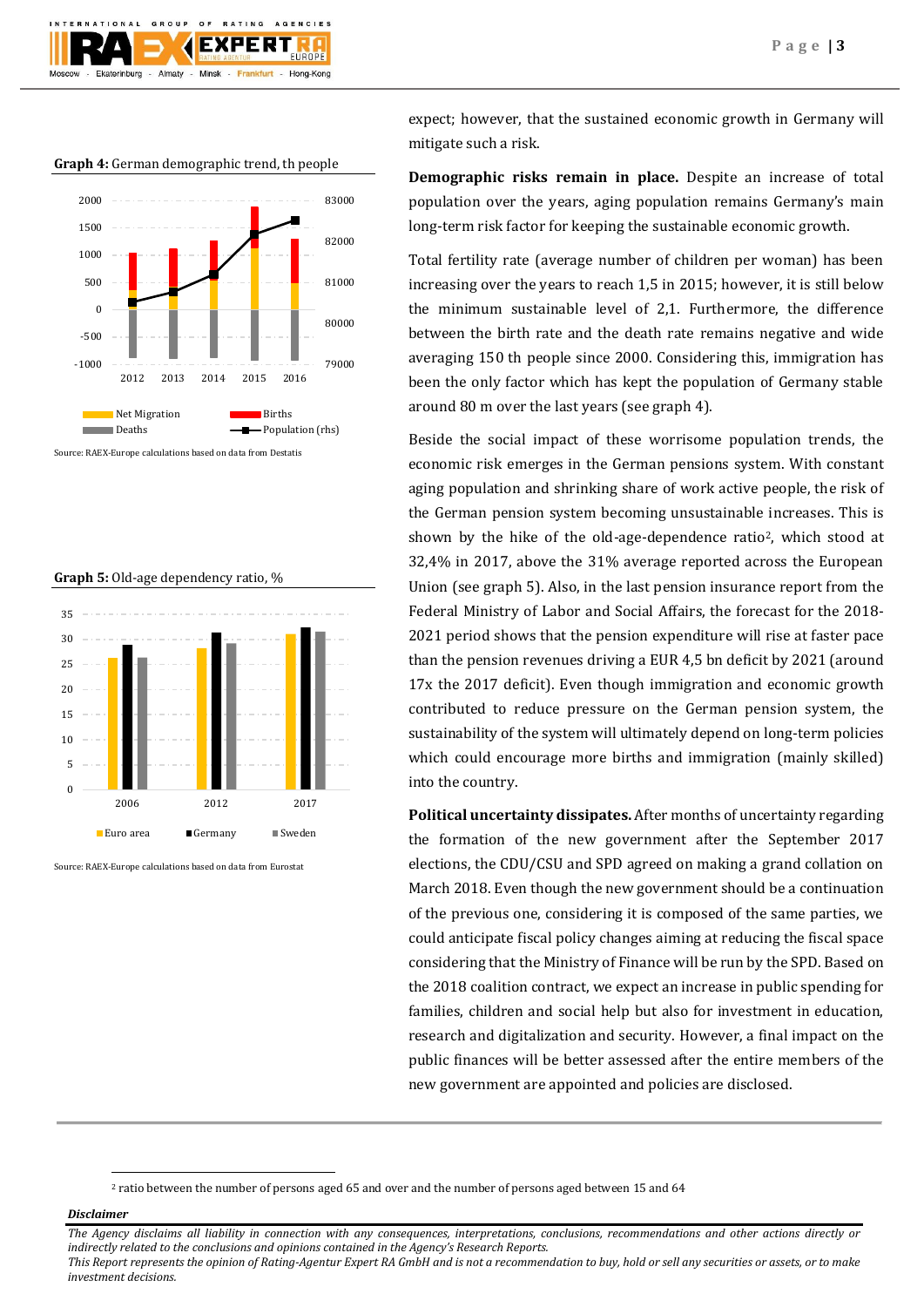**Graph 4:** German demographic trend, th people

Source: RAEX-Europe calculations based on data from Destatis

**Graph 5:** Old-age dependency ratio, %

Source: RAEX-Europe calculations based on data from Eurostat

expect; however, that the sustained economic growth in Germany will mitigate such a risk.

**Demographic risks remain in place.** Despite an increase of total population over the years, aging population remains Germany's main long-term risk factor for keeping the sustainable economic growth.

Total fertility rate (average number of children per woman) has been increasing over the years to reach 1,5 in 2015; however, it is still below the minimum sustainable level of 2,1. Furthermore, the difference between the birth rate and the death rate remains negative and wide averaging 150 th people since 2000. Considering this, immigration has been the only factor which has kept the population of Germany stable around 80 m over the last years (see graph 4).

Beside the social impact of these worrisome population trends, the economic risk emerges in the German pensions system. With constant aging population and shrinking share of work active people, the risk of the German pension system becoming unsustainable increases. This is shown by the hike of the old-age-dependence ratio[2], which stood at 32,4% in 2017, above the 31% average reported across the European Union (see graph 5). Also, in the last pension insurance report from the Federal Ministry of Labor and Social Affairs, the forecast for the 2018-2021 period shows that the pension expenditure will rise at faster pace than the pension revenues driving a EUR 4,5 bn deficit by 2021 (around 17x the 2017 deficit). Even though immigration and economic growth contributed to reduce pressure on the German pension system, the sustainability of the system will ultimately depend on long-term policies which could encourage more births and immigration (mainly skilled) into the country.

**Political uncertainty dissipates.** After months of uncertainty regarding the formation of the new government after the September 2017 elections, the CDU/CSU and SPD agreed on making a grand collation on March 2018. Even though the new government should be a continuation of the previous one, considering it is composed of the same parties, we could anticipate fiscal policy changes aiming at reducing the fiscal space considering that the Ministry of Finance will be run by the SPD. Based on the 2018 coalition contract, we expect an increase in public spending for families, children and social help but also for investment in education, research and digitalization and security. However, a final impact on the public finances will be better assessed after the entire members of the new government are appointed and policies are disclosed.

[2] ratio between the number of persons aged 65 and over and the number of persons aged between 15 and 64

***Disclaimer***

*The Agency disclaims all liability in connection with any consequences, interpretations, conclusions, recommendations and other actions directly or indirectly related to the conclusions and opinions contained in the Agency's Research Reports.*

*This Report represents the opinion of Rating-Agentur Expert RA GmbH and is not a recommendation to buy, hold or sell any securities or assets, or to make investment decisions.*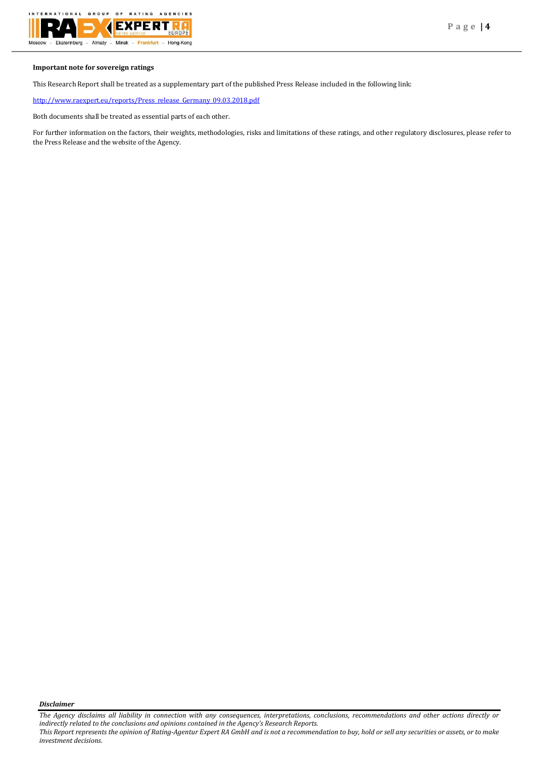**Important note for sovereign ratings**

This Research Report shall be treated as a supplementary part of the published Press Release included in the following link:

[http://www.raexpert.eu/reports/Press_release_Germany_09.03.2018.pdf](http://www.raexpert.eu/reports/Press_release_Germany_09.03.2018.pdf)

Both documents shall be treated as essential parts of each other.

For further information on the factors, their weights, methodologies, risks and limitations of these ratings, and other regulatory disclosures, please refer to the Press Release and the website of the Agency.

***Disclaimer***

*The Agency disclaims all liability in connection with any consequences, interpretations, conclusions, recommendations and other actions directly or indirectly related to the conclusions and opinions contained in the Agency's Research Reports.*

*This Report represents the opinion of Rating-Agentur Expert RA GmbH and is not a recommendation to buy, hold or sell any securities or assets, or to make investment decisions.*